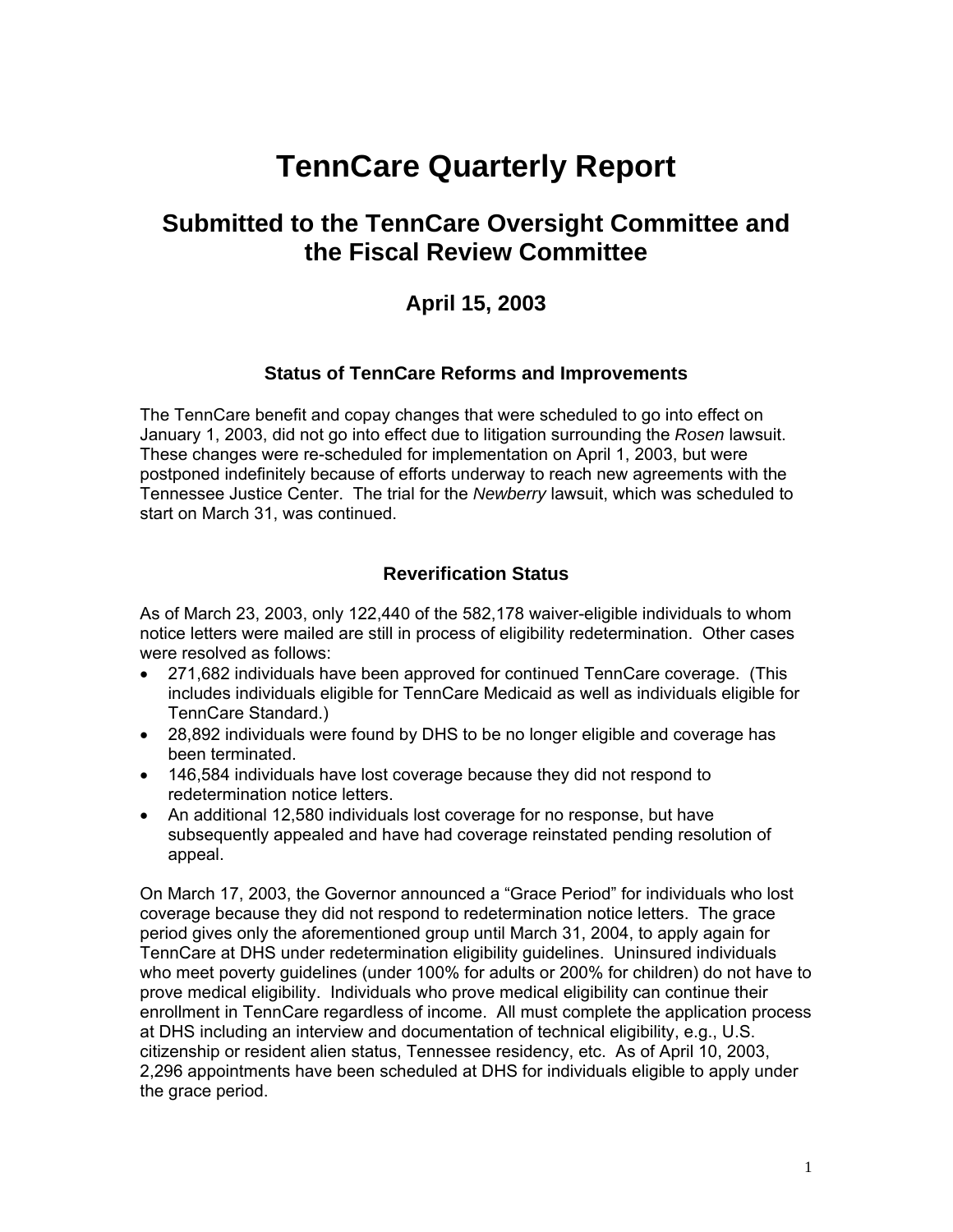# TennCare Quarterly Report

## Submitted to the TennCare Oversight Committee and the Fiscal Review Committee

### April 15, 2003

#### Status of TennCare Reforms and Improvements

The TennCare benefit and copay changes that were scheduled to go into effect on January 1, 2003, did not go into effect due to litigation surrounding the *Rosen* lawsuit. These changes were re-scheduled for implementation on April 1, 2003, but were postponed indefinitely because of efforts underway to reach new agreements with the Tennessee Justice Center. The trial for the *Newberry* lawsuit, which was scheduled to start on March 31, was continued.

#### Reverification Status

As of March 23, 2003, only 122,440 of the 582,178 waiver-eligible individuals to whom notice letters were mailed are still in process of eligibility redetermination. Other cases were resolved as follows:

- 271,682 individuals have been approved for continued TennCare coverage. (This includes individuals eligible for TennCare Medicaid as well as individuals eligible for TennCare Standard.)
- 28,892 individuals were found by DHS to be no longer eligible and coverage has been terminated.
- 146,584 individuals have lost coverage because they did not respond to redetermination notice letters.
- An additional 12,580 individuals lost coverage for no response, but have subsequently appealed and have had coverage reinstated pending resolution of appeal.

On March 17, 2003, the Governor announced a "Grace Period" for individuals who lost coverage because they did not respond to redetermination notice letters. The grace period gives only the aforementioned group until March 31, 2004, to apply again for TennCare at DHS under redetermination eligibility guidelines. Uninsured individuals who meet poverty guidelines (under 100% for adults or 200% for children) do not have to prove medical eligibility. Individuals who prove medical eligibility can continue their enrollment in TennCare regardless of income. All must complete the application process at DHS including an interview and documentation of technical eligibility, e.g., U.S. citizenship or resident alien status, Tennessee residency, etc. As of April 10, 2003, 2,296 appointments have been scheduled at DHS for individuals eligible to apply under the grace period.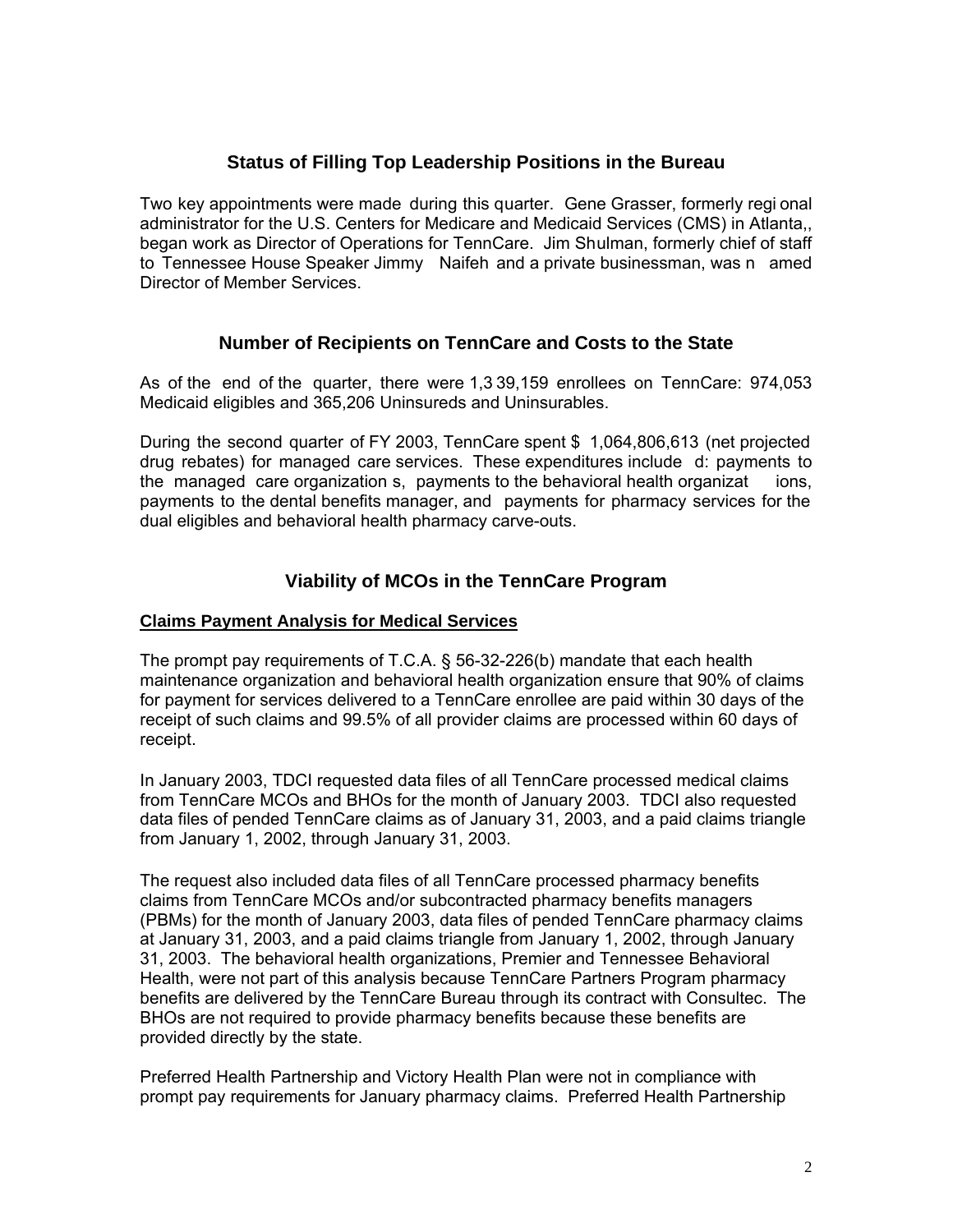## Status of Filling Top Leadership Positions in the Bureau

Two key appointments were made during this quarter. Gene Grasser, formerly regional administrator for the U.S. Centers for Medicare and Medicaid Services (CMS) in Atlanta,, began work as Director of Operations for TennCare. Jim Shulman, formerly chief of staff to Tennessee House Speaker Jimmy Naifeh and a private businessman, was named Director of Member Services.

## Number of Recipients on TennCare and Costs to the State

As of the end of the quarter, there were 1,339,159 enrollees on TennCare: 974,053 Medicaid eligibles and 365,206 Uninsureds and Uninsurables.

During the second quarter of FY 2003, TennCare spent $ 1,064,806,613 (net projected drug rebates) for managed care services. These expenditures included: payments to the managed care organizations, payments to the behavioral health organizations, payments to the dental benefits manager, and payments for pharmacy services for the dual eligibles and behavioral health pharmacy carve-outs.

## Viability of MCOs in the TennCare Program

**Claims Payment Analysis for Medical Services**

The prompt pay requirements of T.C.A. § 56-32-226(b) mandate that each health maintenance organization and behavioral health organization ensure that 90% of claims for payment for services delivered to a TennCare enrollee are paid within 30 days of the receipt of such claims and 99.5% of all provider claims are processed within 60 days of receipt.

In January 2003, TDCI requested data files of all TennCare processed medical claims from TennCare MCOs and BHOs for the month of January 2003. TDCI also requested data files of pended TennCare claims as of January 31, 2003, and a paid claims triangle from January 1, 2002, through January 31, 2003.

The request also included data files of all TennCare processed pharmacy benefits claims from TennCare MCOs and/or subcontracted pharmacy benefits managers (PBMs) for the month of January 2003, data files of pended TennCare pharmacy claims at January 31, 2003, and a paid claims triangle from January 1, 2002, through January 31, 2003. The behavioral health organizations, Premier and Tennessee Behavioral Health, were not part of this analysis because TennCare Partners Program pharmacy benefits are delivered by the TennCare Bureau through its contract with Consultec. The BHOs are not required to provide pharmacy benefits because these benefits are provided directly by the state.

Preferred Health Partnership and Victory Health Plan were not in compliance with prompt pay requirements for January pharmacy claims. Preferred Health Partnership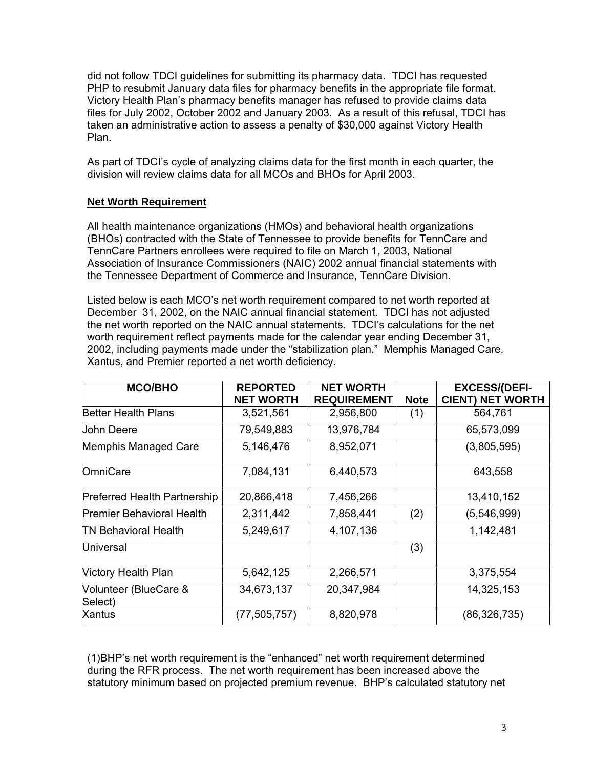did not follow TDCI guidelines for submitting its pharmacy data. TDCI has requested PHP to resubmit January data files for pharmacy benefits in the appropriate file format. Victory Health Plan's pharmacy benefits manager has refused to provide claims data files for July 2002, October 2002 and January 2003. As a result of this refusal, TDCI has taken an administrative action to assess a penalty of $30,000 against Victory Health Plan.

As part of TDCI's cycle of analyzing claims data for the first month in each quarter, the division will review claims data for all MCOs and BHOs for April 2003.

**Net Worth Requirement**

All health maintenance organizations (HMOs) and behavioral health organizations (BHOs) contracted with the State of Tennessee to provide benefits for TennCare and TennCare Partners enrollees were required to file on March 1, 2003, National Association of Insurance Commissioners (NAIC) 2002 annual financial statements with the Tennessee Department of Commerce and Insurance, TennCare Division.

Listed below is each MCO's net worth requirement compared to net worth reported at December 31, 2002, on the NAIC annual financial statement. TDCI has not adjusted the net worth reported on the NAIC annual statements. TDCI's calculations for the net worth requirement reflect payments made for the calendar year ending December 31, 2002, including payments made under the "stabilization plan." Memphis Managed Care, Xantus, and Premier reported a net worth deficiency.

| MCO/BHO | REPORTED NET WORTH | NET WORTH REQUIREMENT | Note | EXCESS/(DEFI-CIENT) NET WORTH |
|---|---|---|---|---|
| Better Health Plans | 3,521,561 | 2,956,800 | (1) | 564,761 |
| John Deere | 79,549,883 | 13,976,784 | | 65,573,099 |
| Memphis Managed Care | 5,146,476 | 8,952,071 | | (3,805,595) |
| OmniCare | 7,084,131 | 6,440,573 | | 643,558 |
| Preferred Health Partnership | 20,866,418 | 7,456,266 | | 13,410,152 |
| Premier Behavioral Health | 2,311,442 | 7,858,441 | (2) | (5,546,999) |
| TN Behavioral Health | 5,249,617 | 4,107,136 | | 1,142,481 |
| Universal | | | (3) | |
| Victory Health Plan | 5,642,125 | 2,266,571 | | 3,375,554 |
| Volunteer (BlueCare & Select) | 34,673,137 | 20,347,984 | | 14,325,153 |
| Xantus | (77,505,757) | 8,820,978 | | (86,326,735) |

(1)BHP's net worth requirement is the "enhanced" net worth requirement determined during the RFR process. The net worth requirement has been increased above the statutory minimum based on projected premium revenue. BHP's calculated statutory net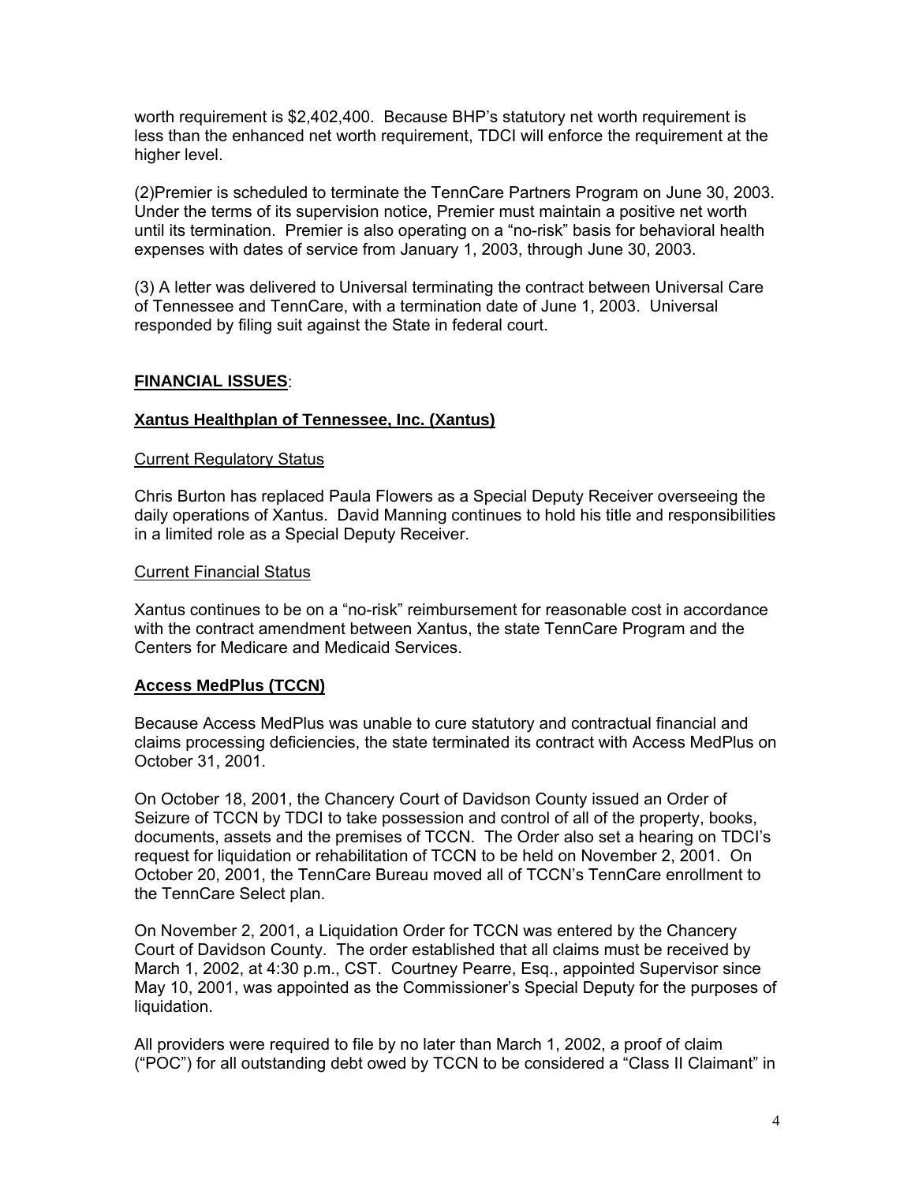worth requirement is $2,402,400. Because BHP's statutory net worth requirement is less than the enhanced net worth requirement, TDCI will enforce the requirement at the higher level.

(2)Premier is scheduled to terminate the TennCare Partners Program on June 30, 2003. Under the terms of its supervision notice, Premier must maintain a positive net worth until its termination. Premier is also operating on a "no-risk" basis for behavioral health expenses with dates of service from January 1, 2003, through June 30, 2003.

(3) A letter was delivered to Universal terminating the contract between Universal Care of Tennessee and TennCare, with a termination date of June 1, 2003. Universal responded by filing suit against the State in federal court.

## **FINANCIAL ISSUES**:

### **Xantus Healthplan of Tennessee, Inc. (Xantus)**

#### Current Regulatory Status

Chris Burton has replaced Paula Flowers as a Special Deputy Receiver overseeing the daily operations of Xantus. David Manning continues to hold his title and responsibilities in a limited role as a Special Deputy Receiver.

#### Current Financial Status

Xantus continues to be on a "no-risk" reimbursement for reasonable cost in accordance with the contract amendment between Xantus, the state TennCare Program and the Centers for Medicare and Medicaid Services.

### **Access MedPlus (TCCN)**

Because Access MedPlus was unable to cure statutory and contractual financial and claims processing deficiencies, the state terminated its contract with Access MedPlus on October 31, 2001.

On October 18, 2001, the Chancery Court of Davidson County issued an Order of Seizure of TCCN by TDCI to take possession and control of all of the property, books, documents, assets and the premises of TCCN. The Order also set a hearing on TDCI's request for liquidation or rehabilitation of TCCN to be held on November 2, 2001. On October 20, 2001, the TennCare Bureau moved all of TCCN's TennCare enrollment to the TennCare Select plan.

On November 2, 2001, a Liquidation Order for TCCN was entered by the Chancery Court of Davidson County. The order established that all claims must be received by March 1, 2002, at 4:30 p.m., CST. Courtney Pearre, Esq., appointed Supervisor since May 10, 2001, was appointed as the Commissioner's Special Deputy for the purposes of liquidation.

All providers were required to file by no later than March 1, 2002, a proof of claim ("POC") for all outstanding debt owed by TCCN to be considered a "Class II Claimant" in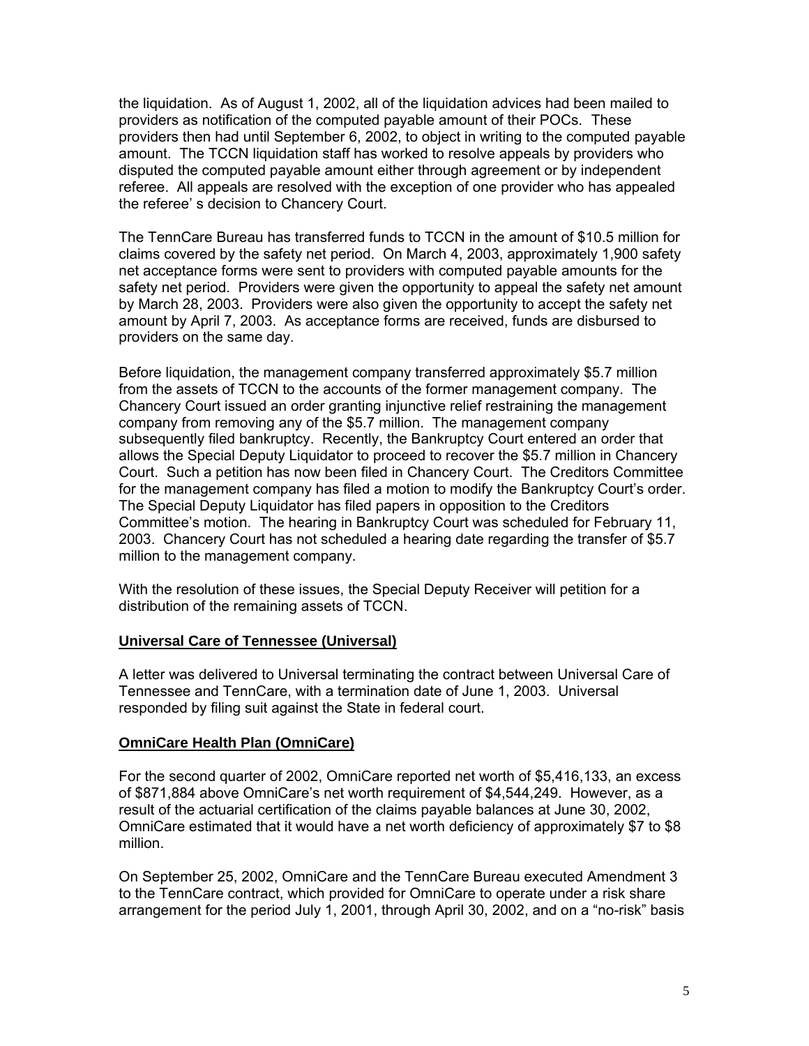the liquidation. As of August 1, 2002, all of the liquidation advices had been mailed to providers as notification of the computed payable amount of their POCs. These providers then had until September 6, 2002, to object in writing to the computed payable amount. The TCCN liquidation staff has worked to resolve appeals by providers who disputed the computed payable amount either through agreement or by independent referee. All appeals are resolved with the exception of one provider who has appealed the referee' s decision to Chancery Court.

The TennCare Bureau has transferred funds to TCCN in the amount of $10.5 million for claims covered by the safety net period. On March 4, 2003, approximately 1,900 safety net acceptance forms were sent to providers with computed payable amounts for the safety net period. Providers were given the opportunity to appeal the safety net amount by March 28, 2003. Providers were also given the opportunity to accept the safety net amount by April 7, 2003. As acceptance forms are received, funds are disbursed to providers on the same day.

Before liquidation, the management company transferred approximately $5.7 million from the assets of TCCN to the accounts of the former management company. The Chancery Court issued an order granting injunctive relief restraining the management company from removing any of the $5.7 million. The management company subsequently filed bankruptcy. Recently, the Bankruptcy Court entered an order that allows the Special Deputy Liquidator to proceed to recover the $5.7 million in Chancery Court. Such a petition has now been filed in Chancery Court. The Creditors Committee for the management company has filed a motion to modify the Bankruptcy Court's order. The Special Deputy Liquidator has filed papers in opposition to the Creditors Committee's motion. The hearing in Bankruptcy Court was scheduled for February 11, 2003. Chancery Court has not scheduled a hearing date regarding the transfer of $5.7 million to the management company.

With the resolution of these issues, the Special Deputy Receiver will petition for a distribution of the remaining assets of TCCN.

**Universal Care of Tennessee (Universal)**

A letter was delivered to Universal terminating the contract between Universal Care of Tennessee and TennCare, with a termination date of June 1, 2003. Universal responded by filing suit against the State in federal court.

**OmniCare Health Plan (OmniCare)**

For the second quarter of 2002, OmniCare reported net worth of $5,416,133, an excess of $871,884 above OmniCare's net worth requirement of $4,544,249. However, as a result of the actuarial certification of the claims payable balances at June 30, 2002, OmniCare estimated that it would have a net worth deficiency of approximately $7 to $8 million.

On September 25, 2002, OmniCare and the TennCare Bureau executed Amendment 3 to the TennCare contract, which provided for OmniCare to operate under a risk share arrangement for the period July 1, 2001, through April 30, 2002, and on a "no-risk" basis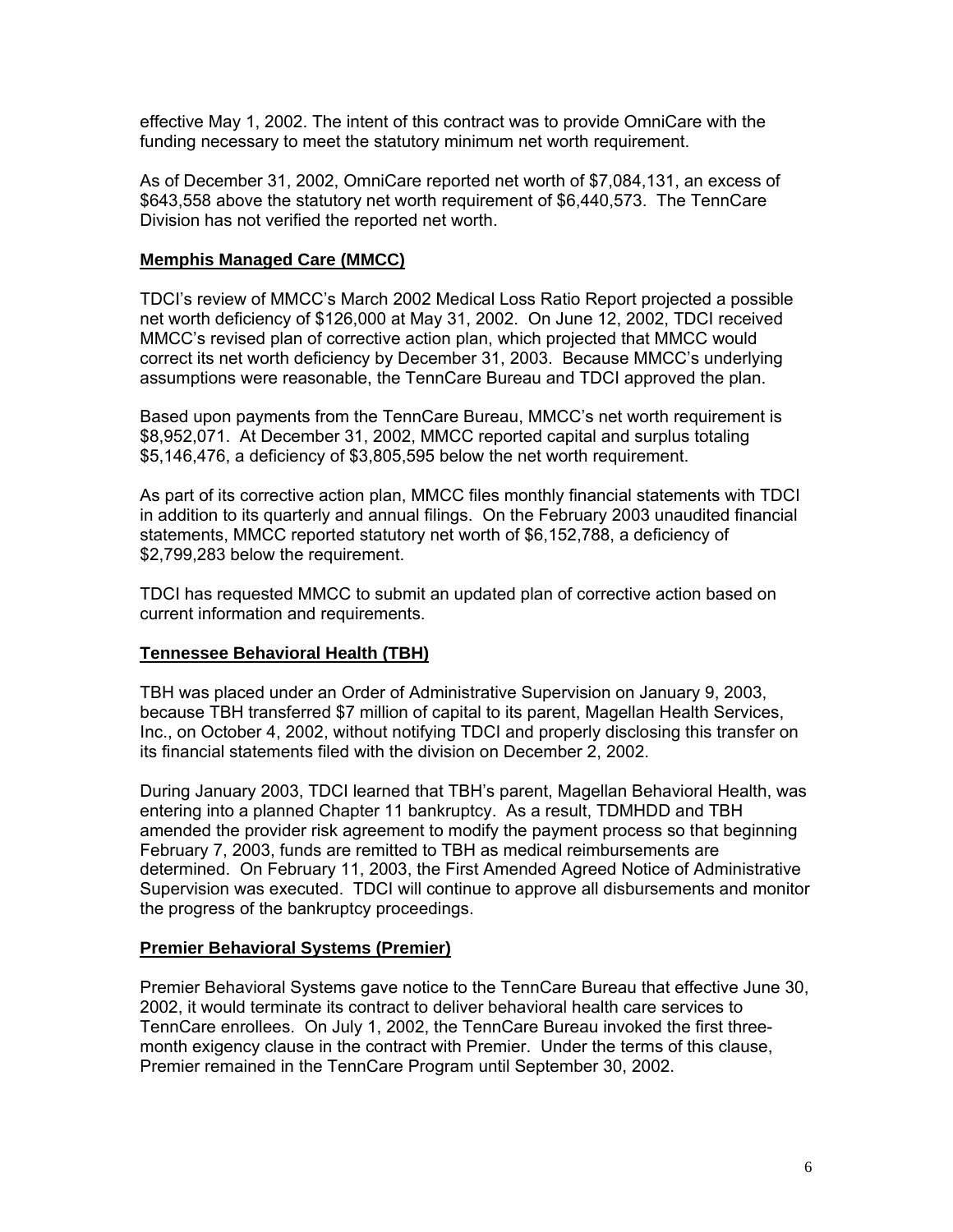effective May 1, 2002. The intent of this contract was to provide OmniCare with the funding necessary to meet the statutory minimum net worth requirement.

As of December 31, 2002, OmniCare reported net worth of $7,084,131, an excess of $643,558 above the statutory net worth requirement of $6,440,573. The TennCare Division has not verified the reported net worth.

**Memphis Managed Care (MMCC)**

TDCI's review of MMCC's March 2002 Medical Loss Ratio Report projected a possible net worth deficiency of $126,000 at May 31, 2002. On June 12, 2002, TDCI received MMCC's revised plan of corrective action plan, which projected that MMCC would correct its net worth deficiency by December 31, 2003. Because MMCC's underlying assumptions were reasonable, the TennCare Bureau and TDCI approved the plan.

Based upon payments from the TennCare Bureau, MMCC's net worth requirement is $8,952,071. At December 31, 2002, MMCC reported capital and surplus totaling $5,146,476, a deficiency of $3,805,595 below the net worth requirement.

As part of its corrective action plan, MMCC files monthly financial statements with TDCI in addition to its quarterly and annual filings. On the February 2003 unaudited financial statements, MMCC reported statutory net worth of $6,152,788, a deficiency of $2,799,283 below the requirement.

TDCI has requested MMCC to submit an updated plan of corrective action based on current information and requirements.

**Tennessee Behavioral Health (TBH)**

TBH was placed under an Order of Administrative Supervision on January 9, 2003, because TBH transferred $7 million of capital to its parent, Magellan Health Services, Inc., on October 4, 2002, without notifying TDCI and properly disclosing this transfer on its financial statements filed with the division on December 2, 2002.

During January 2003, TDCI learned that TBH's parent, Magellan Behavioral Health, was entering into a planned Chapter 11 bankruptcy. As a result, TDMHDD and TBH amended the provider risk agreement to modify the payment process so that beginning February 7, 2003, funds are remitted to TBH as medical reimbursements are determined. On February 11, 2003, the First Amended Agreed Notice of Administrative Supervision was executed. TDCI will continue to approve all disbursements and monitor the progress of the bankruptcy proceedings.

**Premier Behavioral Systems (Premier)**

Premier Behavioral Systems gave notice to the TennCare Bureau that effective June 30, 2002, it would terminate its contract to deliver behavioral health care services to TennCare enrollees. On July 1, 2002, the TennCare Bureau invoked the first three-month exigency clause in the contract with Premier. Under the terms of this clause, Premier remained in the TennCare Program until September 30, 2002.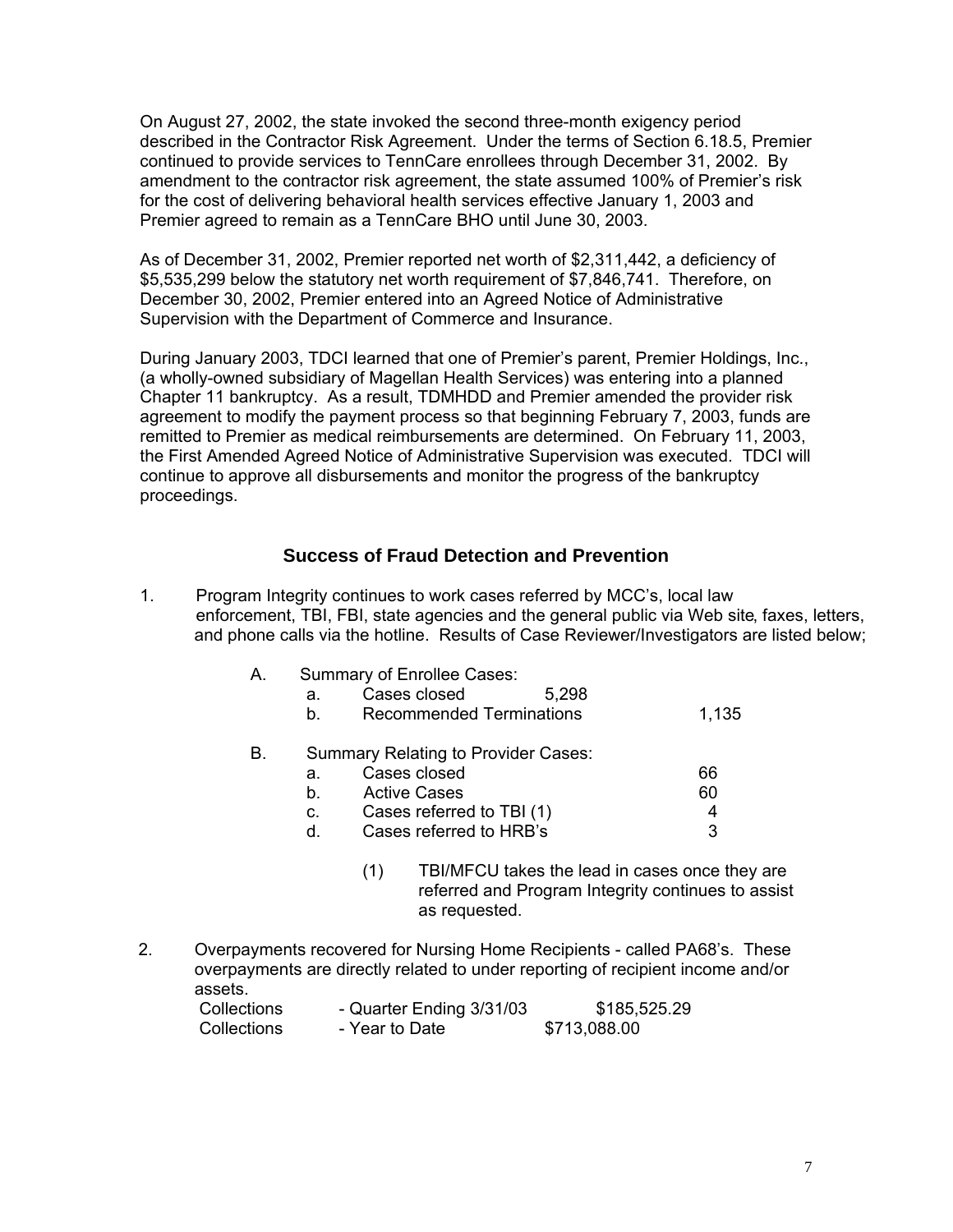On August 27, 2002, the state invoked the second three-month exigency period described in the Contractor Risk Agreement. Under the terms of Section 6.18.5, Premier continued to provide services to TennCare enrollees through December 31, 2002. By amendment to the contractor risk agreement, the state assumed 100% of Premier's risk for the cost of delivering behavioral health services effective January 1, 2003 and Premier agreed to remain as a TennCare BHO until June 30, 2003.

As of December 31, 2002, Premier reported net worth of $2,311,442, a deficiency of $5,535,299 below the statutory net worth requirement of $7,846,741. Therefore, on December 30, 2002, Premier entered into an Agreed Notice of Administrative Supervision with the Department of Commerce and Insurance.

During January 2003, TDCI learned that one of Premier's parent, Premier Holdings, Inc., (a wholly-owned subsidiary of Magellan Health Services) was entering into a planned Chapter 11 bankruptcy. As a result, TDMHDD and Premier amended the provider risk agreement to modify the payment process so that beginning February 7, 2003, funds are remitted to Premier as medical reimbursements are determined. On February 11, 2003, the First Amended Agreed Notice of Administrative Supervision was executed. TDCI will continue to approve all disbursements and monitor the progress of the bankruptcy proceedings.

## Success of Fraud Detection and Prevention

1. Program Integrity continues to work cases referred by MCC's, local law enforcement, TBI, FBI, state agencies and the general public via Web site, faxes, letters, and phone calls via the hotline. Results of Case Reviewer/Investigators are listed below;

   A. Summary of Enrollee Cases:
      - a. Cases closed 5,298
      - b. Recommended Terminations 1,135

   B. Summary Relating to Provider Cases:
      - a. Cases closed 66
      - b. Active Cases 60
      - c. Cases referred to TBI (1) 4
      - d. Cases referred to HRB's 3

      (1) TBI/MFCU takes the lead in cases once they are referred and Program Integrity continues to assist as requested.

2. Overpayments recovered for Nursing Home Recipients - called PA68's. These overpayments are directly related to under reporting of recipient income and/or assets.

   | | | |
   |---|---|---|
   | Collections | - Quarter Ending 3/31/03 | $185,525.29 |
   | Collections | - Year to Date | $713,088.00 |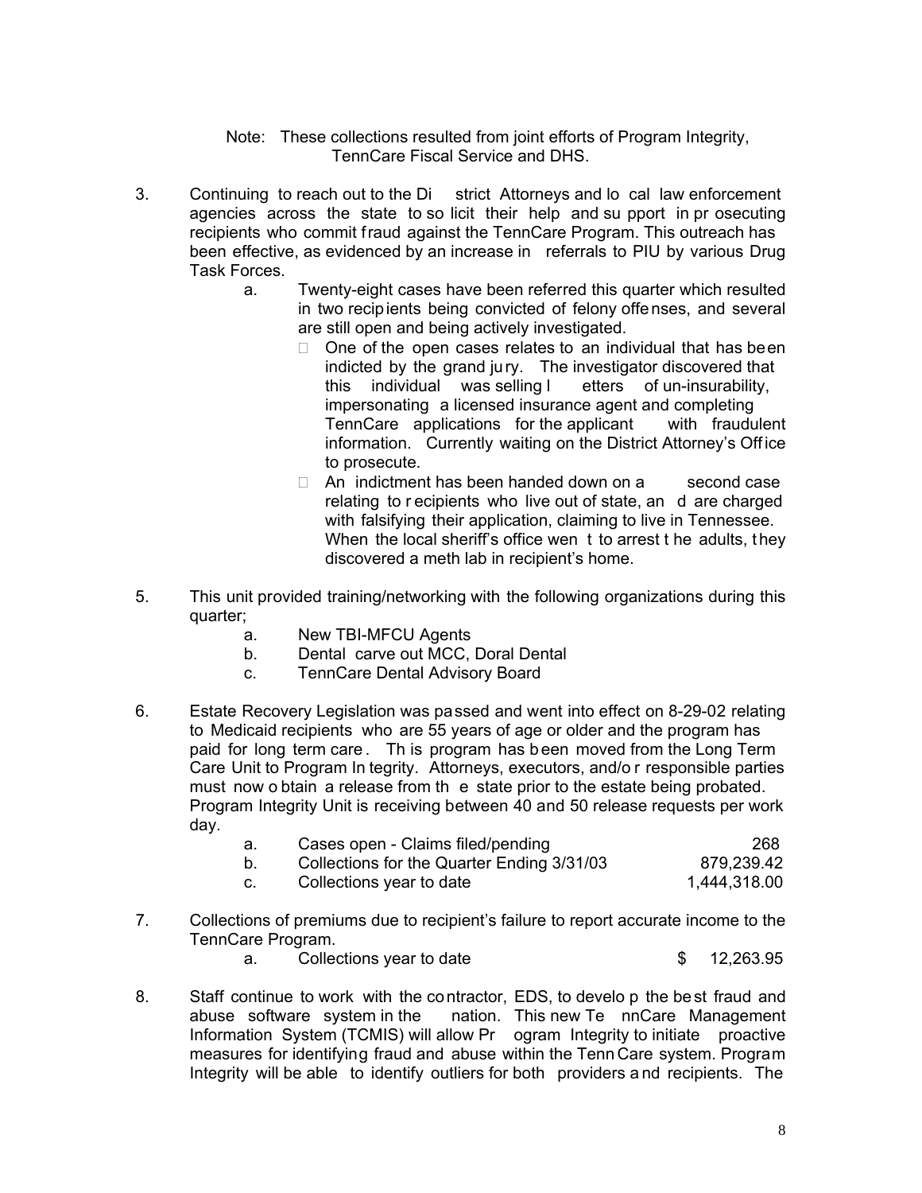Note: These collections resulted from joint efforts of Program Integrity, TennCare Fiscal Service and DHS.

3. Continuing to reach out to the District Attorneys and local law enforcement agencies across the state to solicit their help and support in prosecuting recipients who commit fraud against the TennCare Program. This outreach has been effective, as evidenced by an increase in referrals to PIU by various Drug Task Forces.
   a. Twenty-eight cases have been referred this quarter which resulted in two recipients being convicted of felony offenses, and several are still open and being actively investigated.
      - One of the open cases relates to an individual that has been indicted by the grand jury. The investigator discovered that this individual was selling letters of un-insurability, impersonating a licensed insurance agent and completing TennCare applications for the applicant with fraudulent information. Currently waiting on the District Attorney's Office to prosecute.
      - An indictment has been handed down on a second case relating to recipients who live out of state, and are charged with falsifying their application, claiming to live in Tennessee. When the local sheriff's office went to arrest the adults, they discovered a meth lab in recipient's home.

5. This unit provided training/networking with the following organizations during this quarter;
   a. New TBI-MFCU Agents
   b. Dental carve out MCC, Doral Dental
   c. TennCare Dental Advisory Board

6. Estate Recovery Legislation was passed and went into effect on 8-29-02 relating to Medicaid recipients who are 55 years of age or older and the program has paid for long term care. This program has been moved from the Long Term Care Unit to Program Integrity. Attorneys, executors, and/or responsible parties must now obtain a release from the state prior to the estate being probated. Program Integrity Unit is receiving between 40 and 50 release requests per work day.

| | | |
|---|---|---|
| a. | Cases open - Claims filed/pending | 268 |
| b. | Collections for the Quarter Ending 3/31/03 | 879,239.42 |
| c. | Collections year to date | 1,444,318.00 |

7. Collections of premiums due to recipient's failure to report accurate income to the TennCare Program.
   a. Collections year to date $ 12,263.95

8. Staff continue to work with the contractor, EDS, to develop the best fraud and abuse software system in the nation. This new TennCare Management Information System (TCMIS) will allow Program Integrity to initiate proactive measures for identifying fraud and abuse within the TennCare system. Program Integrity will be able to identify outliers for both providers and recipients. The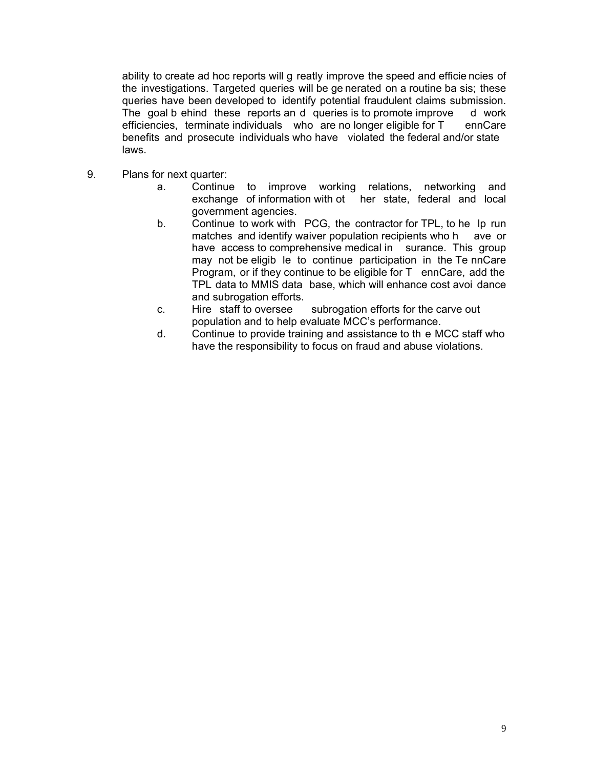ability to create ad hoc reports will greatly improve the speed and efficiencies of the investigations. Targeted queries will be generated on a routine basis; these queries have been developed to identify potential fraudulent claims submission. The goal behind these reports and queries is to promote improved work efficiencies, terminate individuals who are no longer eligible for TennCare benefits and prosecute individuals who have violated the federal and/or state laws.

9. Plans for next quarter:
    a. Continue to improve working relations, networking and exchange of information with other state, federal and local government agencies.
    b. Continue to work with PCG, the contractor for TPL, to help run matches and identify waiver population recipients who have or have access to comprehensive medical insurance. This group may not be eligible to continue participation in the TennCare Program, or if they continue to be eligible for TennCare, add the TPL data to MMIS data base, which will enhance cost avoidance and subrogation efforts.
    c. Hire staff to oversee subrogation efforts for the carve out population and to help evaluate MCC's performance.
    d. Continue to provide training and assistance to the MCC staff who have the responsibility to focus on fraud and abuse violations.